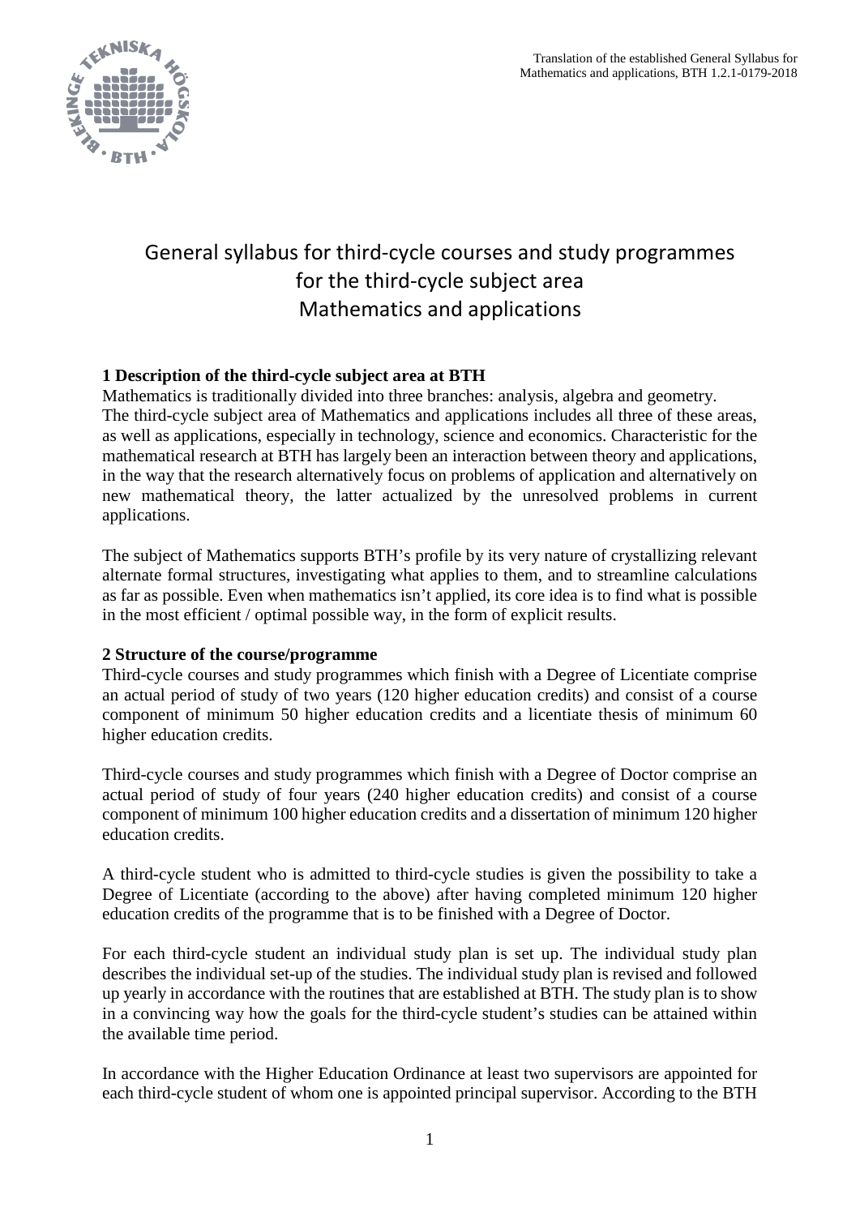Translation of the established General Syllabus for Mathematics and applications, BTH 1.2.1-0179-2018

# General syllabus for third-cycle courses and study programmes for the third-cycle subject area Mathematics and applications

## 1 Description of the third-cycle subject area at BTH

Mathematics is traditionally divided into three branches: analysis, algebra and geometry. The third-cycle subject area of Mathematics and applications includes all three of these areas, as well as applications, especially in technology, science and economics. Characteristic for the mathematical research at BTH has largely been an interaction between theory and applications, in the way that the research alternatively focus on problems of application and alternatively on new mathematical theory, the latter actualized by the unresolved problems in current applications.

The subject of Mathematics supports BTH's profile by its very nature of crystallizing relevant alternate formal structures, investigating what applies to them, and to streamline calculations as far as possible. Even when mathematics isn't applied, its core idea is to find what is possible in the most efficient / optimal possible way, in the form of explicit results.

## 2 Structure of the course/programme

Third-cycle courses and study programmes which finish with a Degree of Licentiate comprise an actual period of study of two years (120 higher education credits) and consist of a course component of minimum 50 higher education credits and a licentiate thesis of minimum 60 higher education credits.

Third-cycle courses and study programmes which finish with a Degree of Doctor comprise an actual period of study of four years (240 higher education credits) and consist of a course component of minimum 100 higher education credits and a dissertation of minimum 120 higher education credits.

A third-cycle student who is admitted to third-cycle studies is given the possibility to take a Degree of Licentiate (according to the above) after having completed minimum 120 higher education credits of the programme that is to be finished with a Degree of Doctor.

For each third-cycle student an individual study plan is set up. The individual study plan describes the individual set-up of the studies. The individual study plan is revised and followed up yearly in accordance with the routines that are established at BTH. The study plan is to show in a convincing way how the goals for the third-cycle student's studies can be attained within the available time period.

In accordance with the Higher Education Ordinance at least two supervisors are appointed for each third-cycle student of whom one is appointed principal supervisor. According to the BTH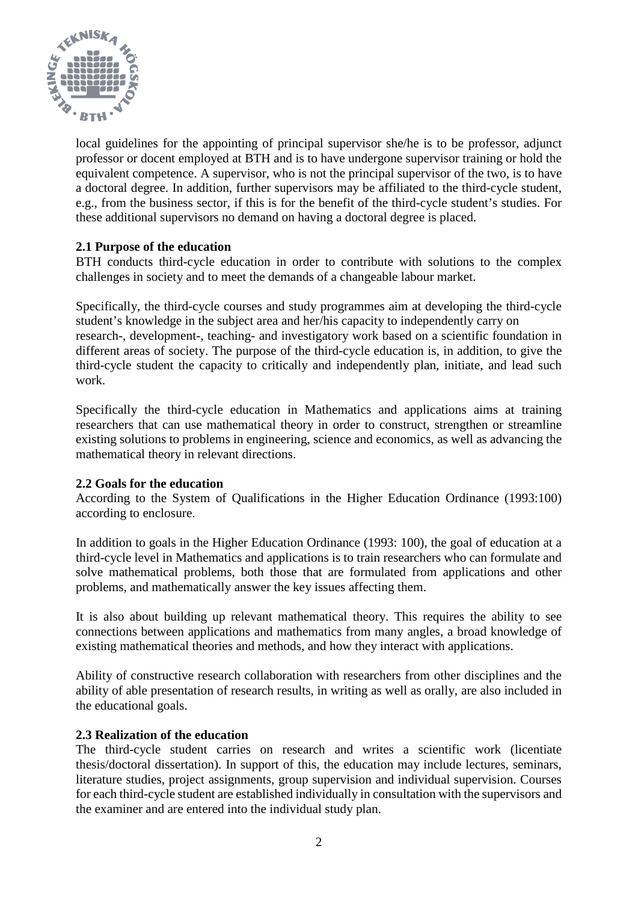local guidelines for the appointing of principal supervisor she/he is to be professor, adjunct professor or docent employed at BTH and is to have undergone supervisor training or hold the equivalent competence. A supervisor, who is not the principal supervisor of the two, is to have a doctoral degree. In addition, further supervisors may be affiliated to the third-cycle student, e.g., from the business sector, if this is for the benefit of the third-cycle student's studies. For these additional supervisors no demand on having a doctoral degree is placed.

### 2.1 Purpose of the education

BTH conducts third-cycle education in order to contribute with solutions to the complex challenges in society and to meet the demands of a changeable labour market.

Specifically, the third-cycle courses and study programmes aim at developing the third-cycle student's knowledge in the subject area and her/his capacity to independently carry on research-, development-, teaching- and investigatory work based on a scientific foundation in different areas of society. The purpose of the third-cycle education is, in addition, to give the third-cycle student the capacity to critically and independently plan, initiate, and lead such work.

Specifically the third-cycle education in Mathematics and applications aims at training researchers that can use mathematical theory in order to construct, strengthen or streamline existing solutions to problems in engineering, science and economics, as well as advancing the mathematical theory in relevant directions.

### 2.2 Goals for the education

According to the System of Qualifications in the Higher Education Ordinance (1993:100) according to enclosure.

In addition to goals in the Higher Education Ordinance (1993: 100), the goal of education at a third-cycle level in Mathematics and applications is to train researchers who can formulate and solve mathematical problems, both those that are formulated from applications and other problems, and mathematically answer the key issues affecting them.

It is also about building up relevant mathematical theory. This requires the ability to see connections between applications and mathematics from many angles, a broad knowledge of existing mathematical theories and methods, and how they interact with applications.

Ability of constructive research collaboration with researchers from other disciplines and the ability of able presentation of research results, in writing as well as orally, are also included in the educational goals.

### 2.3 Realization of the education

The third-cycle student carries on research and writes a scientific work (licentiate thesis/doctoral dissertation). In support of this, the education may include lectures, seminars, literature studies, project assignments, group supervision and individual supervision. Courses for each third-cycle student are established individually in consultation with the supervisors and the examiner and are entered into the individual study plan.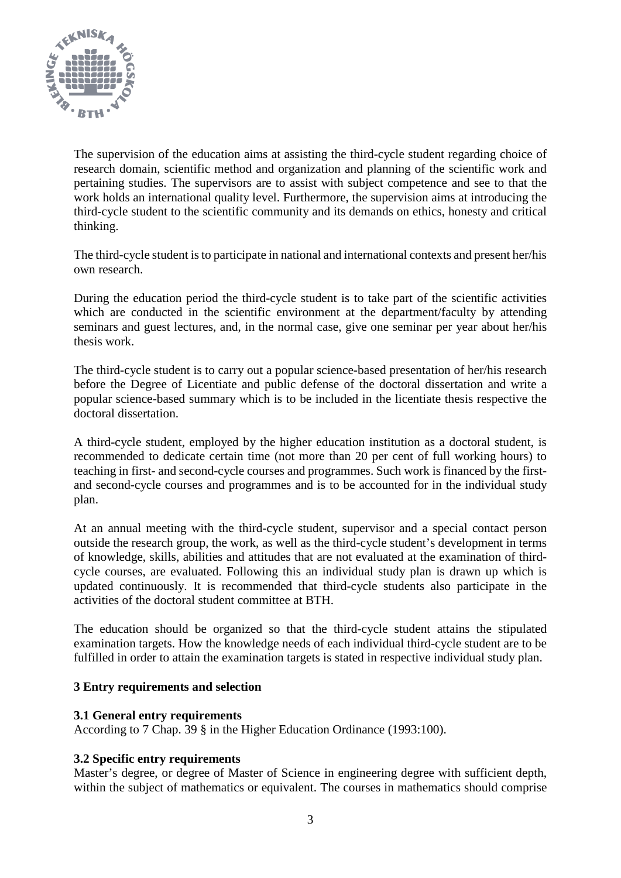The supervision of the education aims at assisting the third-cycle student regarding choice of research domain, scientific method and organization and planning of the scientific work and pertaining studies. The supervisors are to assist with subject competence and see to that the work holds an international quality level. Furthermore, the supervision aims at introducing the third-cycle student to the scientific community and its demands on ethics, honesty and critical thinking.

The third-cycle student is to participate in national and international contexts and present her/his own research.

During the education period the third-cycle student is to take part of the scientific activities which are conducted in the scientific environment at the department/faculty by attending seminars and guest lectures, and, in the normal case, give one seminar per year about her/his thesis work.

The third-cycle student is to carry out a popular science-based presentation of her/his research before the Degree of Licentiate and public defense of the doctoral dissertation and write a popular science-based summary which is to be included in the licentiate thesis respective the doctoral dissertation.

A third-cycle student, employed by the higher education institution as a doctoral student, is recommended to dedicate certain time (not more than 20 per cent of full working hours) to teaching in first- and second-cycle courses and programmes. Such work is financed by the first- and second-cycle courses and programmes and is to be accounted for in the individual study plan.

At an annual meeting with the third-cycle student, supervisor and a special contact person outside the research group, the work, as well as the third-cycle student's development in terms of knowledge, skills, abilities and attitudes that are not evaluated at the examination of third-cycle courses, are evaluated. Following this an individual study plan is drawn up which is updated continuously. It is recommended that third-cycle students also participate in the activities of the doctoral student committee at BTH.

The education should be organized so that the third-cycle student attains the stipulated examination targets. How the knowledge needs of each individual third-cycle student are to be fulfilled in order to attain the examination targets is stated in respective individual study plan.

## 3 Entry requirements and selection

### 3.1 General entry requirements

According to 7 Chap. 39 § in the Higher Education Ordinance (1993:100).

### 3.2 Specific entry requirements

Master's degree, or degree of Master of Science in engineering degree with sufficient depth, within the subject of mathematics or equivalent. The courses in mathematics should comprise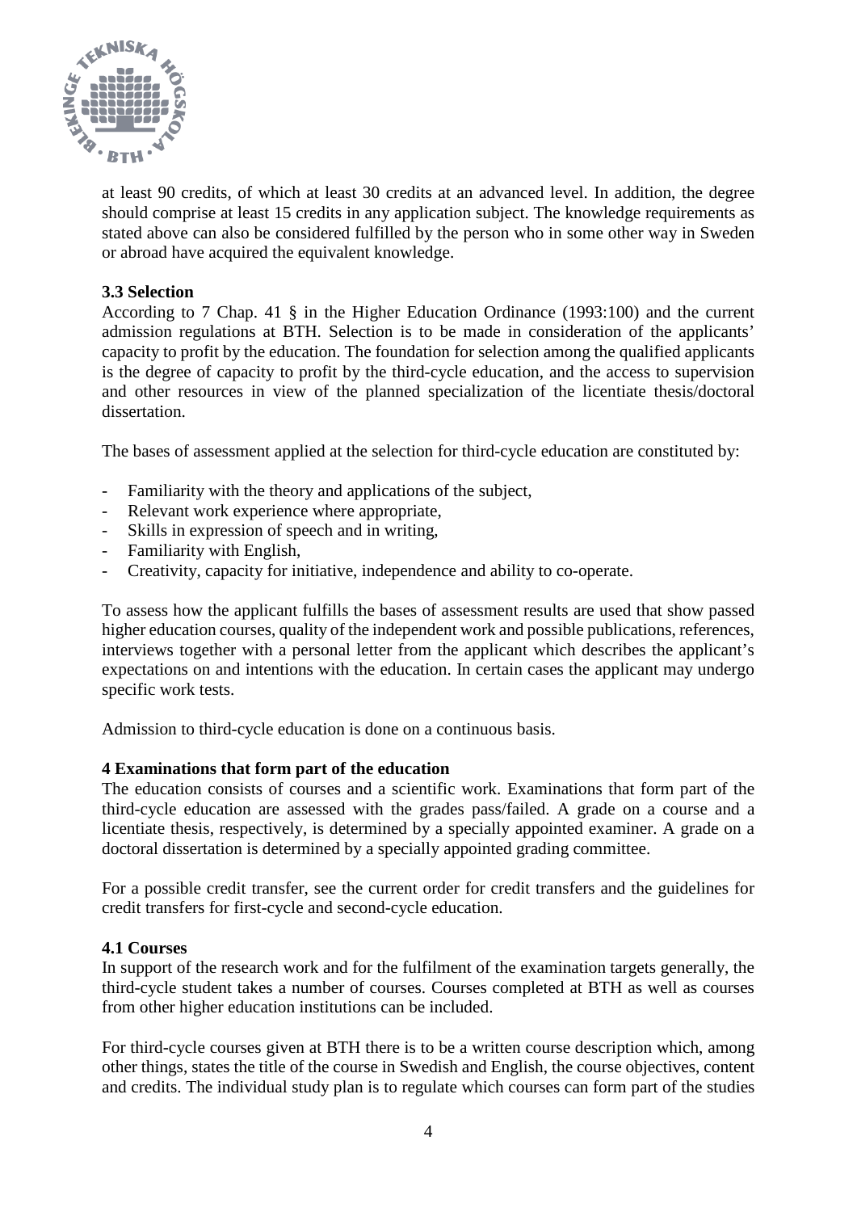at least 90 credits, of which at least 30 credits at an advanced level. In addition, the degree should comprise at least 15 credits in any application subject. The knowledge requirements as stated above can also be considered fulfilled by the person who in some other way in Sweden or abroad have acquired the equivalent knowledge.

### 3.3 Selection

According to 7 Chap. 41 § in the Higher Education Ordinance (1993:100) and the current admission regulations at BTH. Selection is to be made in consideration of the applicants' capacity to profit by the education. The foundation for selection among the qualified applicants is the degree of capacity to profit by the third-cycle education, and the access to supervision and other resources in view of the planned specialization of the licentiate thesis/doctoral dissertation.

The bases of assessment applied at the selection for third-cycle education are constituted by:

- Familiarity with the theory and applications of the subject,
- Relevant work experience where appropriate,
- Skills in expression of speech and in writing,
- Familiarity with English,
- Creativity, capacity for initiative, independence and ability to co-operate.

To assess how the applicant fulfills the bases of assessment results are used that show passed higher education courses, quality of the independent work and possible publications, references, interviews together with a personal letter from the applicant which describes the applicant's expectations on and intentions with the education. In certain cases the applicant may undergo specific work tests.

Admission to third-cycle education is done on a continuous basis.

## 4 Examinations that form part of the education

The education consists of courses and a scientific work. Examinations that form part of the third-cycle education are assessed with the grades pass/failed. A grade on a course and a licentiate thesis, respectively, is determined by a specially appointed examiner. A grade on a doctoral dissertation is determined by a specially appointed grading committee.

For a possible credit transfer, see the current order for credit transfers and the guidelines for credit transfers for first-cycle and second-cycle education.

### 4.1 Courses

In support of the research work and for the fulfilment of the examination targets generally, the third-cycle student takes a number of courses. Courses completed at BTH as well as courses from other higher education institutions can be included.

For third-cycle courses given at BTH there is to be a written course description which, among other things, states the title of the course in Swedish and English, the course objectives, content and credits. The individual study plan is to regulate which courses can form part of the studies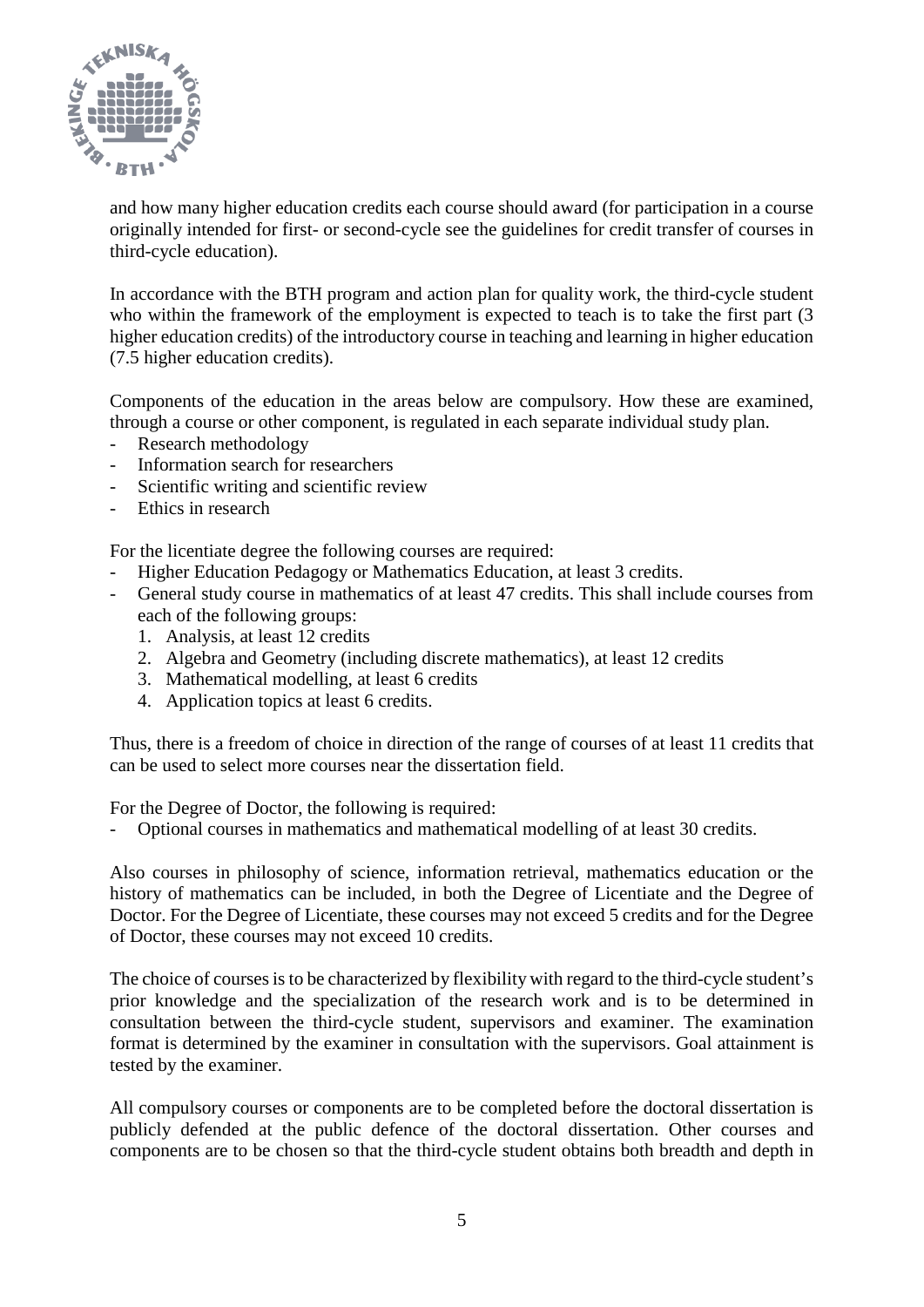and how many higher education credits each course should award (for participation in a course originally intended for first- or second-cycle see the guidelines for credit transfer of courses in third-cycle education).

In accordance with the BTH program and action plan for quality work, the third-cycle student who within the framework of the employment is expected to teach is to take the first part (3 higher education credits) of the introductory course in teaching and learning in higher education (7.5 higher education credits).

Components of the education in the areas below are compulsory. How these are examined, through a course or other component, is regulated in each separate individual study plan.

- Research methodology
- Information search for researchers
- Scientific writing and scientific review
- Ethics in research

For the licentiate degree the following courses are required:

- Higher Education Pedagogy or Mathematics Education, at least 3 credits.
- General study course in mathematics of at least 47 credits. This shall include courses from each of the following groups:
  1. Analysis, at least 12 credits
  2. Algebra and Geometry (including discrete mathematics), at least 12 credits
  3. Mathematical modelling, at least 6 credits
  4. Application topics at least 6 credits.

Thus, there is a freedom of choice in direction of the range of courses of at least 11 credits that can be used to select more courses near the dissertation field.

For the Degree of Doctor, the following is required:

- Optional courses in mathematics and mathematical modelling of at least 30 credits.

Also courses in philosophy of science, information retrieval, mathematics education or the history of mathematics can be included, in both the Degree of Licentiate and the Degree of Doctor. For the Degree of Licentiate, these courses may not exceed 5 credits and for the Degree of Doctor, these courses may not exceed 10 credits.

The choice of courses is to be characterized by flexibility with regard to the third-cycle student's prior knowledge and the specialization of the research work and is to be determined in consultation between the third-cycle student, supervisors and examiner. The examination format is determined by the examiner in consultation with the supervisors. Goal attainment is tested by the examiner.

All compulsory courses or components are to be completed before the doctoral dissertation is publicly defended at the public defence of the doctoral dissertation. Other courses and components are to be chosen so that the third-cycle student obtains both breadth and depth in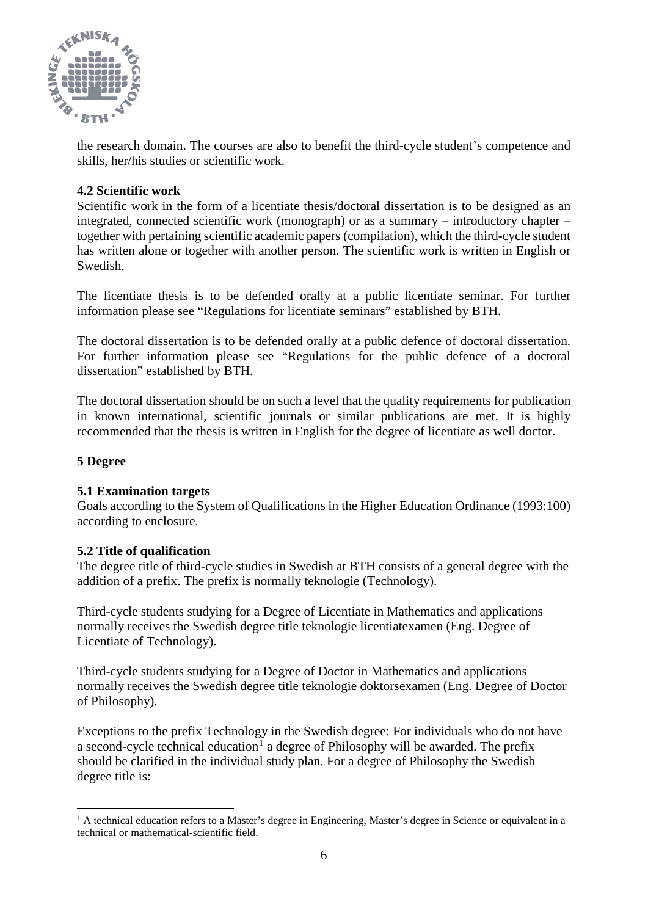the research domain. The courses are also to benefit the third-cycle student's competence and skills, her/his studies or scientific work.

### 4.2 Scientific work

Scientific work in the form of a licentiate thesis/doctoral dissertation is to be designed as an integrated, connected scientific work (monograph) or as a summary – introductory chapter – together with pertaining scientific academic papers (compilation), which the third-cycle student has written alone or together with another person. The scientific work is written in English or Swedish.

The licentiate thesis is to be defended orally at a public licentiate seminar. For further information please see "Regulations for licentiate seminars" established by BTH.

The doctoral dissertation is to be defended orally at a public defence of doctoral dissertation. For further information please see "Regulations for the public defence of a doctoral dissertation" established by BTH.

The doctoral dissertation should be on such a level that the quality requirements for publication in known international, scientific journals or similar publications are met. It is highly recommended that the thesis is written in English for the degree of licentiate as well doctor.

## 5 Degree

### 5.1 Examination targets

Goals according to the System of Qualifications in the Higher Education Ordinance (1993:100) according to enclosure.

### 5.2 Title of qualification

The degree title of third-cycle studies in Swedish at BTH consists of a general degree with the addition of a prefix. The prefix is normally teknologie (Technology).

Third-cycle students studying for a Degree of Licentiate in Mathematics and applications normally receives the Swedish degree title teknologie licentiatexamen (Eng. Degree of Licentiate of Technology).

Third-cycle students studying for a Degree of Doctor in Mathematics and applications normally receives the Swedish degree title teknologie doktorsexamen (Eng. Degree of Doctor of Philosophy).

Exceptions to the prefix Technology in the Swedish degree: For individuals who do not have a second-cycle technical education[1] a degree of Philosophy will be awarded. The prefix should be clarified in the individual study plan. For a degree of Philosophy the Swedish degree title is:

[1] A technical education refers to a Master's degree in Engineering, Master's degree in Science or equivalent in a technical or mathematical-scientific field.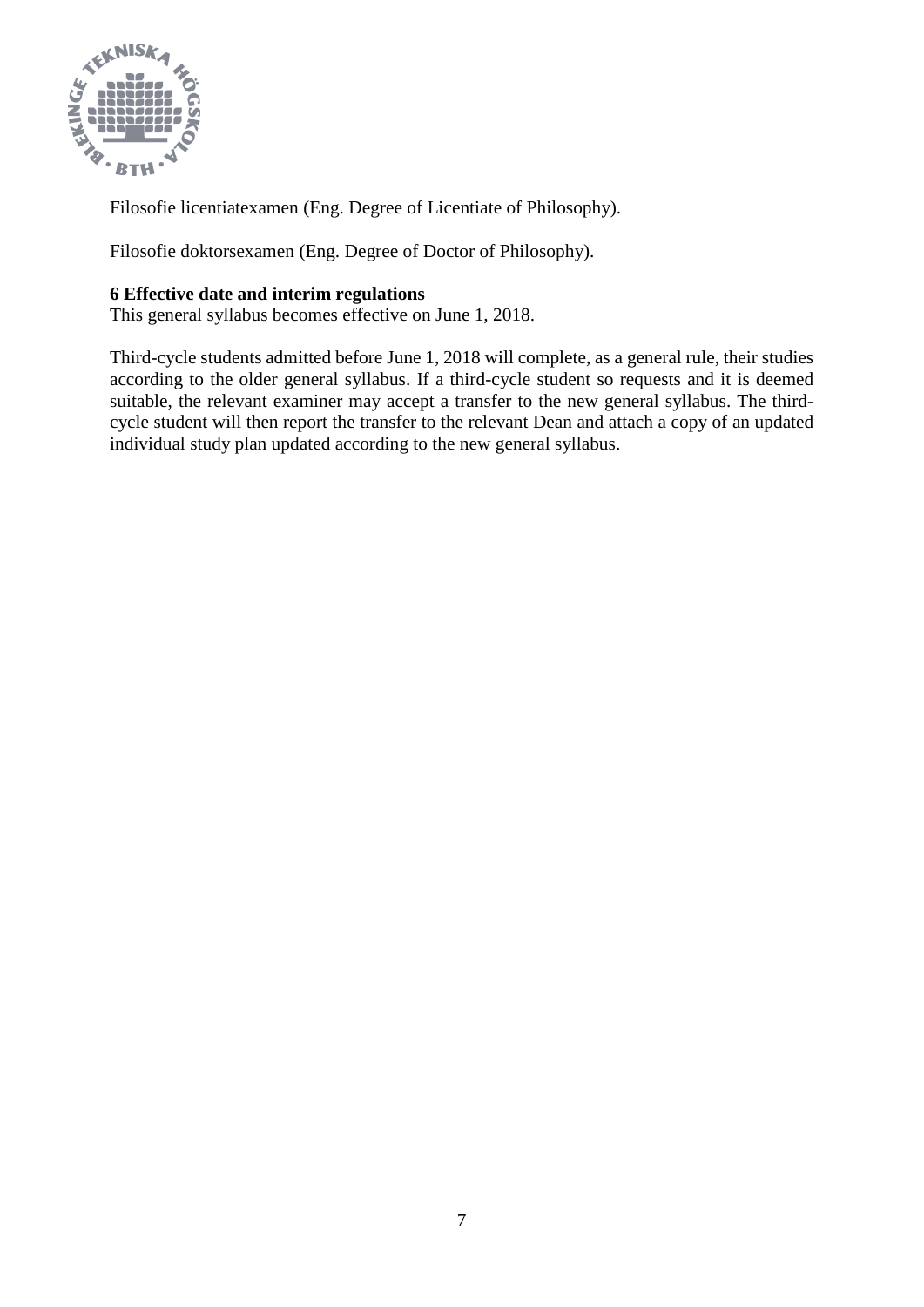Filosofie licentiatexamen (Eng. Degree of Licentiate of Philosophy).

Filosofie doktorsexamen (Eng. Degree of Doctor of Philosophy).

**6 Effective date and interim regulations**

This general syllabus becomes effective on June 1, 2018.

Third-cycle students admitted before June 1, 2018 will complete, as a general rule, their studies according to the older general syllabus. If a third-cycle student so requests and it is deemed suitable, the relevant examiner may accept a transfer to the new general syllabus. The third-cycle student will then report the transfer to the relevant Dean and attach a copy of an updated individual study plan updated according to the new general syllabus.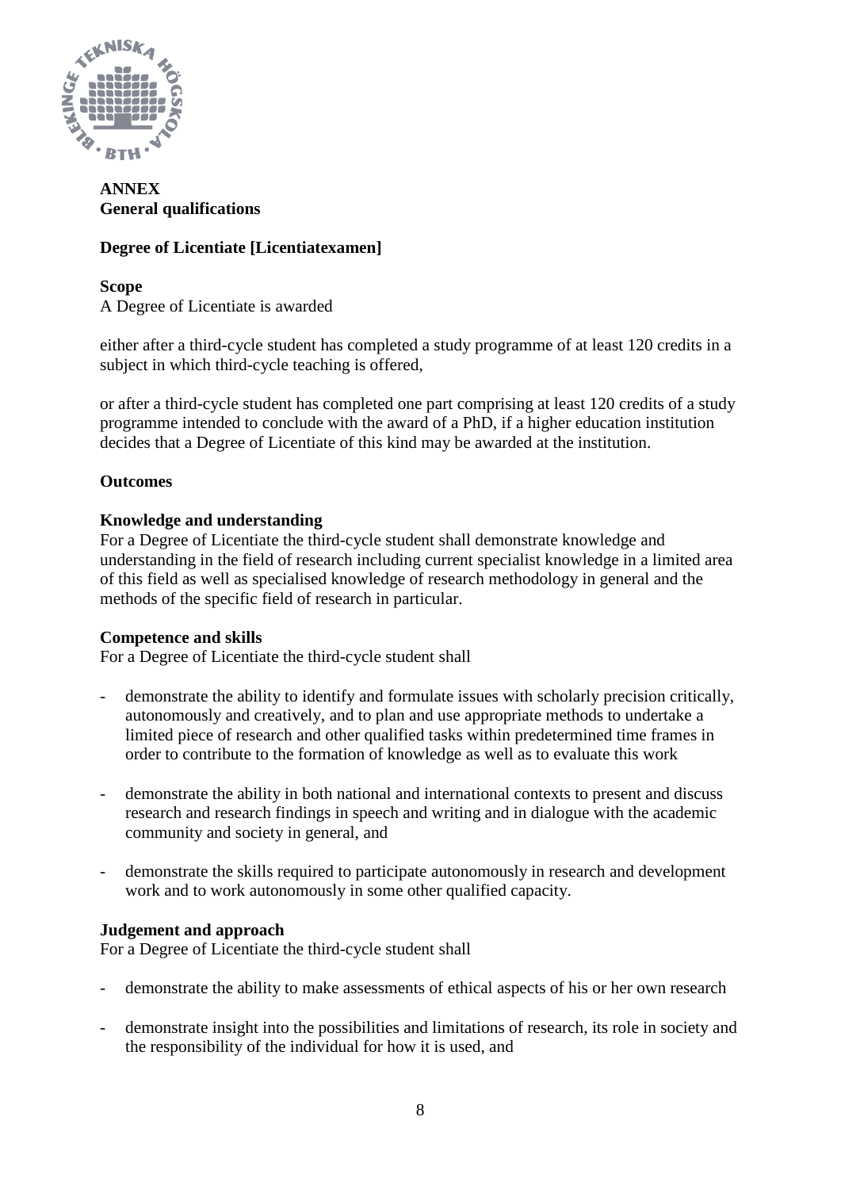**ANNEX**
**General qualifications**

**Degree of Licentiate [Licentiatexamen]**

**Scope**
A Degree of Licentiate is awarded

either after a third-cycle student has completed a study programme of at least 120 credits in a subject in which third-cycle teaching is offered,

or after a third-cycle student has completed one part comprising at least 120 credits of a study programme intended to conclude with the award of a PhD, if a higher education institution decides that a Degree of Licentiate of this kind may be awarded at the institution.

**Outcomes**

**Knowledge and understanding**
For a Degree of Licentiate the third-cycle student shall demonstrate knowledge and understanding in the field of research including current specialist knowledge in a limited area of this field as well as specialised knowledge of research methodology in general and the methods of the specific field of research in particular.

**Competence and skills**
For a Degree of Licentiate the third-cycle student shall

- demonstrate the ability to identify and formulate issues with scholarly precision critically, autonomously and creatively, and to plan and use appropriate methods to undertake a limited piece of research and other qualified tasks within predetermined time frames in order to contribute to the formation of knowledge as well as to evaluate this work

- demonstrate the ability in both national and international contexts to present and discuss research and research findings in speech and writing and in dialogue with the academic community and society in general, and

- demonstrate the skills required to participate autonomously in research and development work and to work autonomously in some other qualified capacity.

**Judgement and approach**
For a Degree of Licentiate the third-cycle student shall

- demonstrate the ability to make assessments of ethical aspects of his or her own research

- demonstrate insight into the possibilities and limitations of research, its role in society and the responsibility of the individual for how it is used, and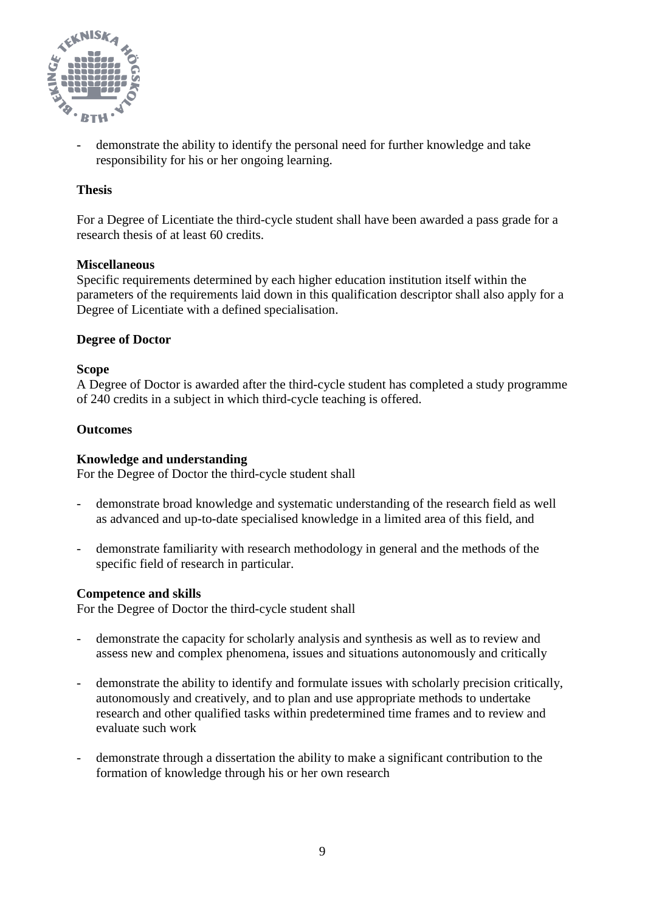- demonstrate the ability to identify the personal need for further knowledge and take responsibility for his or her ongoing learning.

**Thesis**

For a Degree of Licentiate the third-cycle student shall have been awarded a pass grade for a research thesis of at least 60 credits.

**Miscellaneous**

Specific requirements determined by each higher education institution itself within the parameters of the requirements laid down in this qualification descriptor shall also apply for a Degree of Licentiate with a defined specialisation.

## Degree of Doctor

**Scope**

A Degree of Doctor is awarded after the third-cycle student has completed a study programme of 240 credits in a subject in which third-cycle teaching is offered.

**Outcomes**

**Knowledge and understanding**

For the Degree of Doctor the third-cycle student shall

- demonstrate broad knowledge and systematic understanding of the research field as well as advanced and up-to-date specialised knowledge in a limited area of this field, and
- demonstrate familiarity with research methodology in general and the methods of the specific field of research in particular.

**Competence and skills**

For the Degree of Doctor the third-cycle student shall

- demonstrate the capacity for scholarly analysis and synthesis as well as to review and assess new and complex phenomena, issues and situations autonomously and critically
- demonstrate the ability to identify and formulate issues with scholarly precision critically, autonomously and creatively, and to plan and use appropriate methods to undertake research and other qualified tasks within predetermined time frames and to review and evaluate such work
- demonstrate through a dissertation the ability to make a significant contribution to the formation of knowledge through his or her own research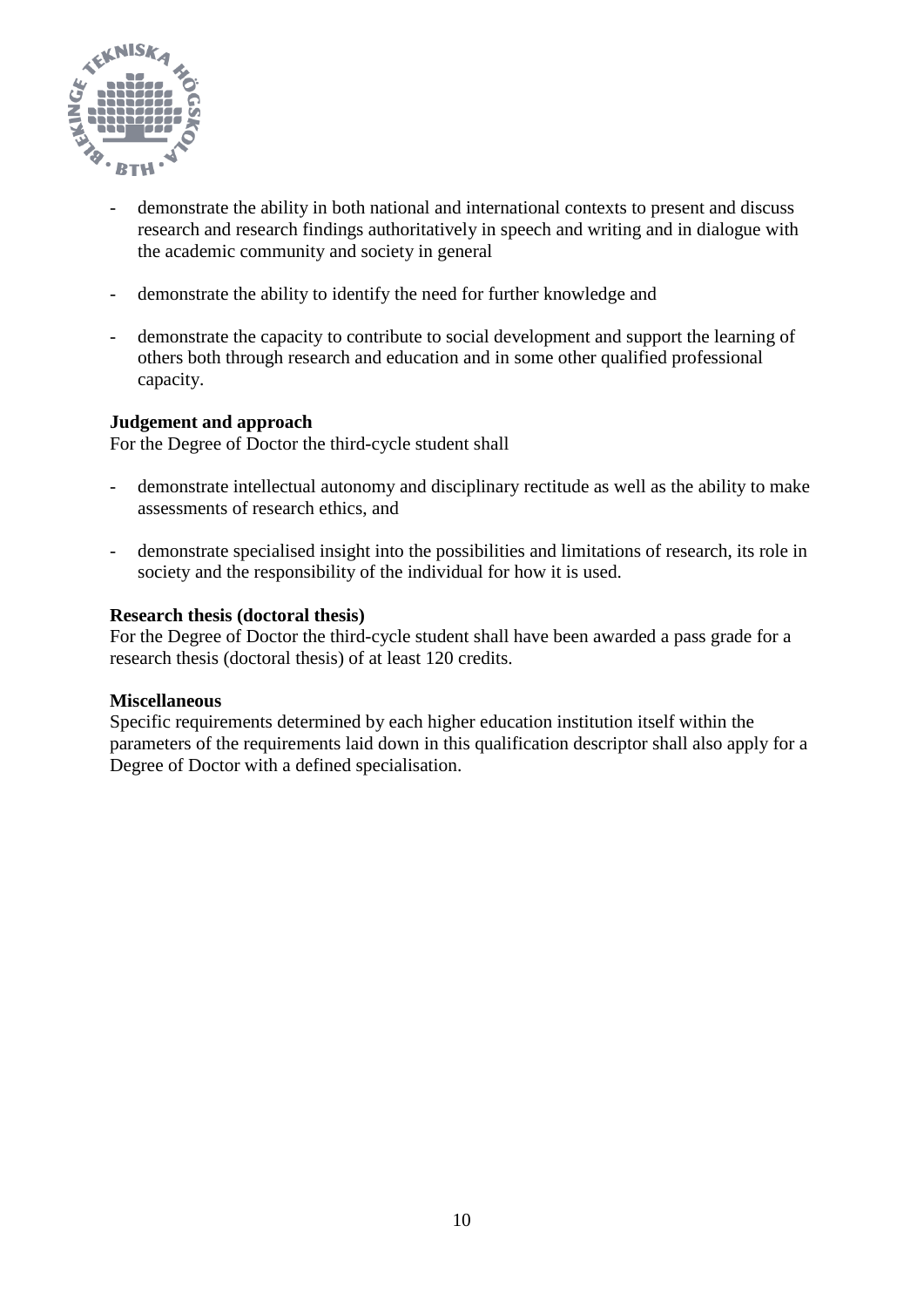- demonstrate the ability in both national and international contexts to present and discuss research and research findings authoritatively in speech and writing and in dialogue with the academic community and society in general

- demonstrate the ability to identify the need for further knowledge and

- demonstrate the capacity to contribute to social development and support the learning of others both through research and education and in some other qualified professional capacity.

**Judgement and approach**

For the Degree of Doctor the third-cycle student shall

- demonstrate intellectual autonomy and disciplinary rectitude as well as the ability to make assessments of research ethics, and

- demonstrate specialised insight into the possibilities and limitations of research, its role in society and the responsibility of the individual for how it is used.

**Research thesis (doctoral thesis)**

For the Degree of Doctor the third-cycle student shall have been awarded a pass grade for a research thesis (doctoral thesis) of at least 120 credits.

**Miscellaneous**

Specific requirements determined by each higher education institution itself within the parameters of the requirements laid down in this qualification descriptor shall also apply for a Degree of Doctor with a defined specialisation.